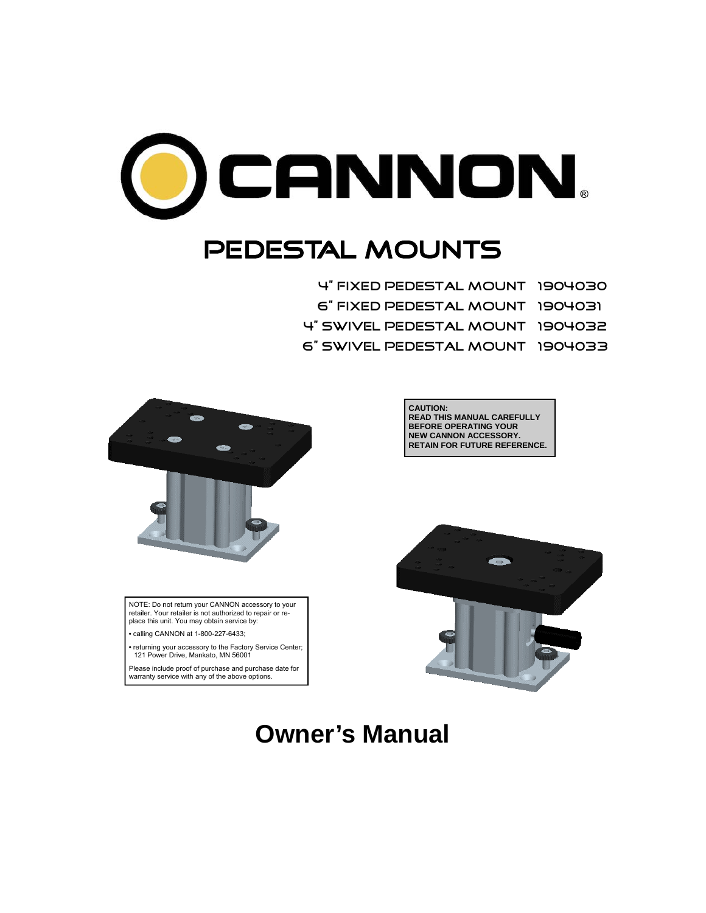# CANNON®

# PEDESTAL MOUNTS

| | |
|---|---|
| 4" FIXED PEDESTAL MOUNT | 1904030 |
| 6" FIXED PEDESTAL MOUNT | 1904031 |
| 4" SWIVEL PEDESTAL MOUNT | 1904032 |
| 6" SWIVEL PEDESTAL MOUNT | 1904033 |

**CAUTION:**
**READ THIS MANUAL CAREFULLY BEFORE OPERATING YOUR NEW CANNON ACCESSORY.**
**RETAIN FOR FUTURE REFERENCE.**

NOTE: Do not return your CANNON accessory to your retailer. Your retailer is not authorized to repair or replace this unit. You may obtain service by:

- calling CANNON at 1-800-227-6433;
- returning your accessory to the Factory Service Center; 121 Power Drive, Mankato, MN 56001

Please include proof of purchase and purchase date for warranty service with any of the above options.

# Owner's Manual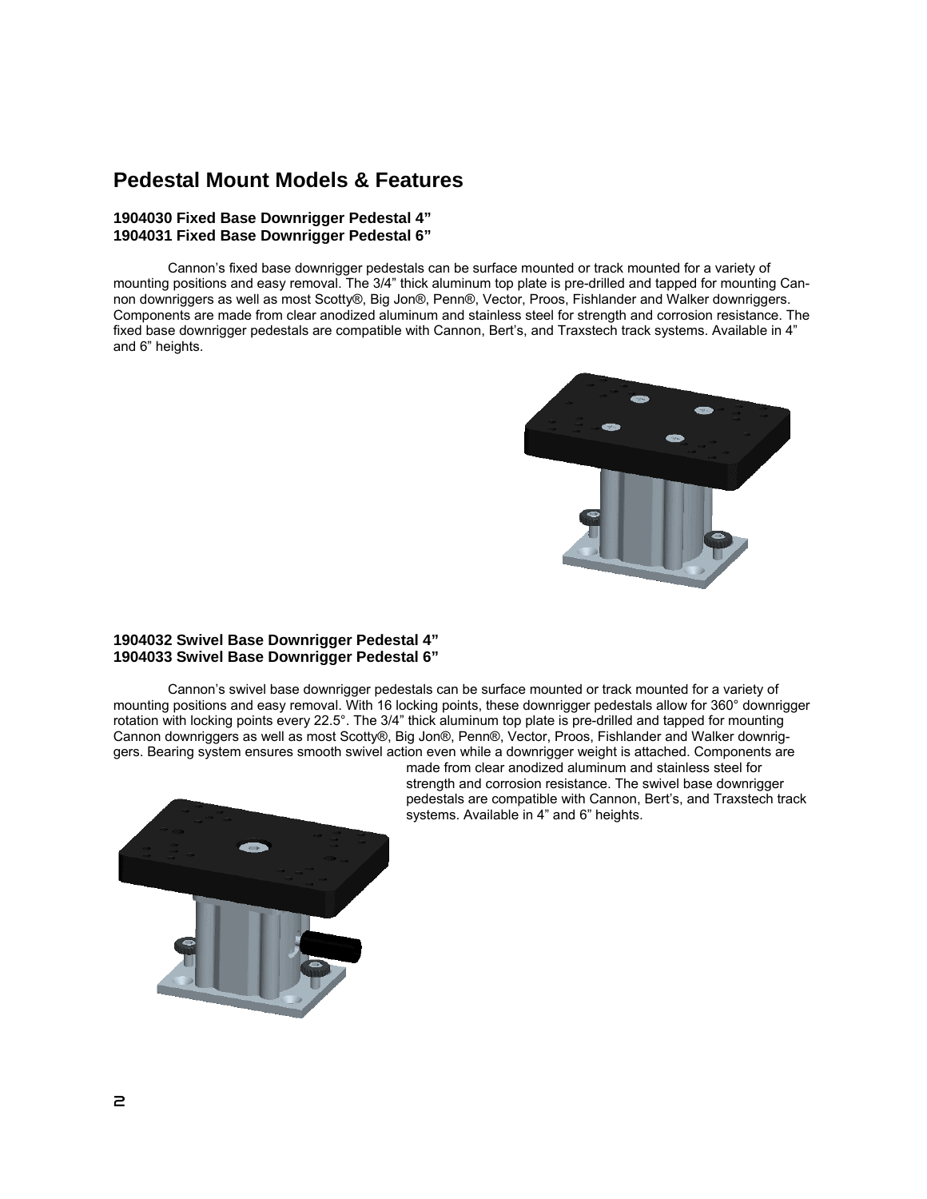## Pedestal Mount Models & Features

### 1904030 Fixed Base Downrigger Pedestal 4"
### 1904031 Fixed Base Downrigger Pedestal 6"

Cannon's fixed base downrigger pedestals can be surface mounted or track mounted for a variety of mounting positions and easy removal. The 3/4" thick aluminum top plate is pre-drilled and tapped for mounting Cannon downriggers as well as most Scotty®, Big Jon®, Penn®, Vector, Proos, Fishlander and Walker downriggers. Components are made from clear anodized aluminum and stainless steel for strength and corrosion resistance. The fixed base downrigger pedestals are compatible with Cannon, Bert's, and Traxstech track systems. Available in 4" and 6" heights.

### 1904032 Swivel Base Downrigger Pedestal 4"
### 1904033 Swivel Base Downrigger Pedestal 6"

Cannon's swivel base downrigger pedestals can be surface mounted or track mounted for a variety of mounting positions and easy removal. With 16 locking points, these downrigger pedestals allow for 360° downrigger rotation with locking points every 22.5°. The 3/4" thick aluminum top plate is pre-drilled and tapped for mounting Cannon downriggers as well as most Scotty®, Big Jon®, Penn®, Vector, Proos, Fishlander and Walker downriggers. Bearing system ensures smooth swivel action even while a downrigger weight is attached. Components are made from clear anodized aluminum and stainless steel for strength and corrosion resistance. The swivel base downrigger pedestals are compatible with Cannon, Bert's, and Traxstech track systems. Available in 4" and 6" heights.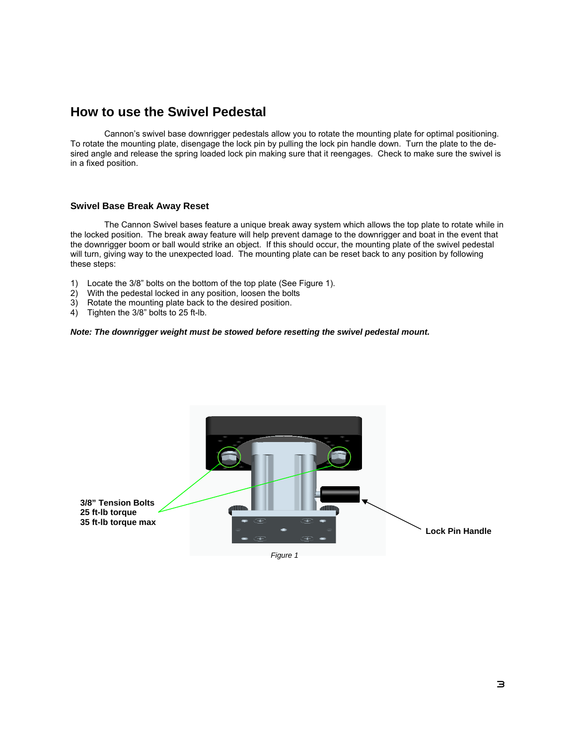# How to use the Swivel Pedestal

Cannon's swivel base downrigger pedestals allow you to rotate the mounting plate for optimal positioning. To rotate the mounting plate, disengage the lock pin by pulling the lock pin handle down. Turn the plate to the desired angle and release the spring loaded lock pin making sure that it reengages. Check to make sure the swivel is in a fixed position.

## Swivel Base Break Away Reset

The Cannon Swivel bases feature a unique break away system which allows the top plate to rotate while in the locked position. The break away feature will help prevent damage to the downrigger and boat in the event that the downrigger boom or ball would strike an object. If this should occur, the mounting plate of the swivel pedestal will turn, giving way to the unexpected load. The mounting plate can be reset back to any position by following these steps:

1) Locate the 3/8" bolts on the bottom of the top plate (See Figure 1).
2) With the pedestal locked in any position, loosen the bolts
3) Rotate the mounting plate back to the desired position.
4) Tighten the 3/8" bolts to 25 ft-lb.

***Note: The downrigger weight must be stowed before resetting the swivel pedestal mount.***

**3/8" Tension Bolts**
**25 ft-lb torque**
**35 ft-lb torque max**

**Lock Pin Handle**

*Figure 1*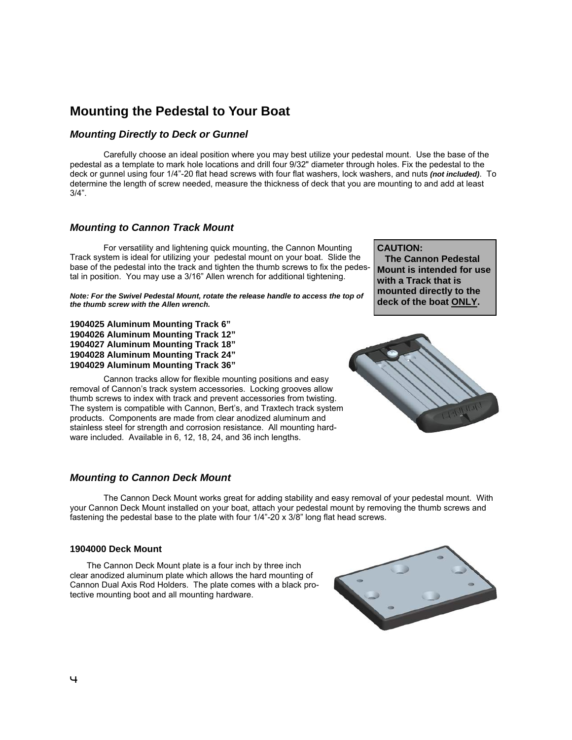# Mounting the Pedestal to Your Boat

## *Mounting Directly to Deck or Gunnel*

Carefully choose an ideal position where you may best utilize your pedestal mount. Use the base of the pedestal as a template to mark hole locations and drill four 9/32" diameter through holes. Fix the pedestal to the deck or gunnel using four 1/4"-20 flat head screws with four flat washers, lock washers, and nuts ***(not included)***. To determine the length of screw needed, measure the thickness of deck that you are mounting to and add at least 3/4".

## *Mounting to Cannon Track Mount*

For versatility and lightening quick mounting, the Cannon Mounting Track system is ideal for utilizing your pedestal mount on your boat. Slide the base of the pedestal into the track and tighten the thumb screws to fix the pedestal in position. You may use a 3/16" Allen wrench for additional tightening.

***Note: For the Swivel Pedestal Mount, rotate the release handle to access the top of the thumb screw with the Allen wrench.***

> **CAUTION:**
> **The Cannon Pedestal Mount is intended for use with a Track that is mounted directly to the deck of the boat <u>ONLY</u>.**

**1904025 Aluminum Mounting Track 6"**
**1904026 Aluminum Mounting Track 12"**
**1904027 Aluminum Mounting Track 18"**
**1904028 Aluminum Mounting Track 24"**
**1904029 Aluminum Mounting Track 36"**

Cannon tracks allow for flexible mounting positions and easy removal of Cannon's track system accessories. Locking grooves allow thumb screws to index with track and prevent accessories from twisting. The system is compatible with Cannon, Bert's, and Traxtech track system products. Components are made from clear anodized aluminum and stainless steel for strength and corrosion resistance. All mounting hardware included. Available in 6, 12, 18, 24, and 36 inch lengths.

## *Mounting to Cannon Deck Mount*

The Cannon Deck Mount works great for adding stability and easy removal of your pedestal mount. With your Cannon Deck Mount installed on your boat, attach your pedestal mount by removing the thumb screws and fastening the pedestal base to the plate with four 1/4"-20 x 3/8" long flat head screws.

**1904000 Deck Mount**

The Cannon Deck Mount plate is a four inch by three inch clear anodized aluminum plate which allows the hard mounting of Cannon Dual Axis Rod Holders. The plate comes with a black protective mounting boot and all mounting hardware.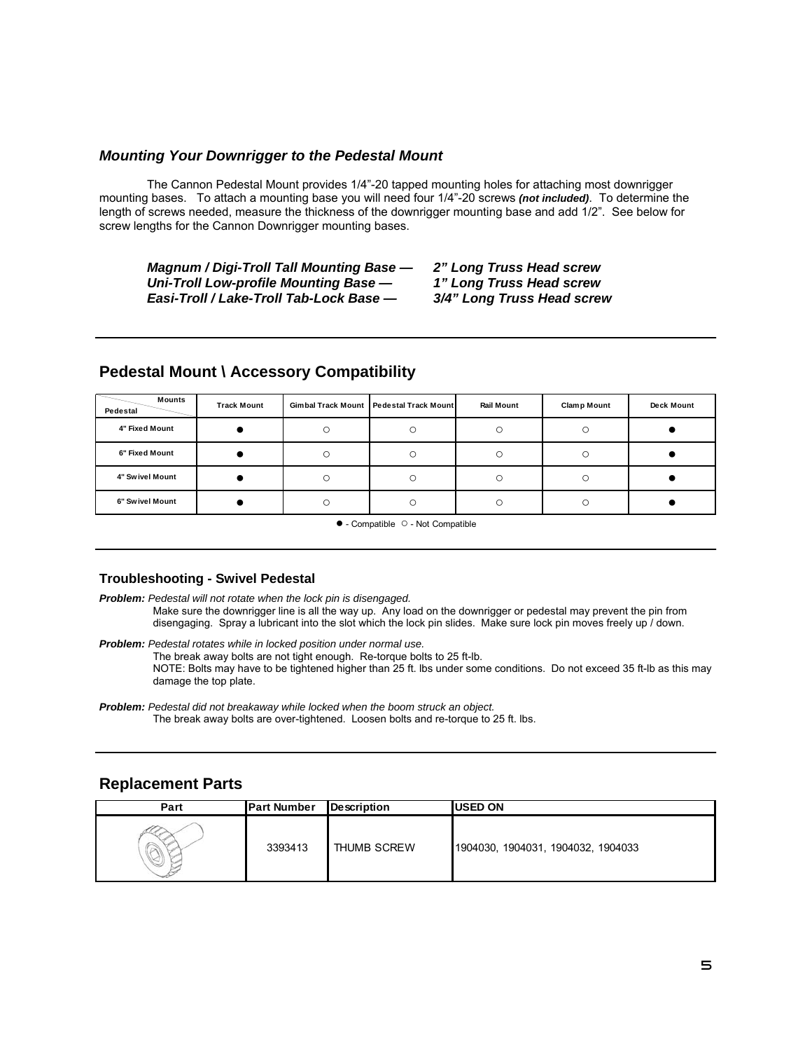### *Mounting Your Downrigger to the Pedestal Mount*

The Cannon Pedestal Mount provides 1/4”-20 tapped mounting holes for attaching most downrigger mounting bases. To attach a mounting base you will need four 1/4”-20 screws ***(not included)***. To determine the length of screws needed, measure the thickness of the downrigger mounting base and add 1/2”. See below for screw lengths for the Cannon Downrigger mounting bases.

***Magnum / Digi-Troll Tall Mounting Base — 2” Long Truss Head screw***
***Uni-Troll Low-profile Mounting Base — 1” Long Truss Head screw***
***Easi-Troll / Lake-Troll Tab-Lock Base — 3/4” Long Truss Head screw***

## Pedestal Mount \ Accessory Compatibility

| Pedestal / Mounts | Track Mount | Gimbal Track Mount | Pedestal Track Mount | Rail Mount | Clamp Mount | Deck Mount |
|---|---|---|---|---|---|---|
| 4" Fixed Mount | ● | ○ | ○ | ○ | ○ | ● |
| 6" Fixed Mount | ● | ○ | ○ | ○ | ○ | ● |
| 4" Swivel Mount | ● | ○ | ○ | ○ | ○ | ● |
| 6" Swivel Mount | ● | ○ | ○ | ○ | ○ | ● |

● - Compatible ○ - Not Compatible

### Troubleshooting - Swivel Pedestal

***Problem:*** *Pedestal will not rotate when the lock pin is disengaged.*
Make sure the downrigger line is all the way up. Any load on the downrigger or pedestal may prevent the pin from disengaging. Spray a lubricant into the slot which the lock pin slides. Make sure lock pin moves freely up / down.

***Problem:*** *Pedestal rotates while in locked position under normal use.*
The break away bolts are not tight enough. Re-torque bolts to 25 ft-lb.
NOTE: Bolts may have to be tightened higher than 25 ft. lbs under some conditions. Do not exceed 35 ft-lb as this may damage the top plate.

***Problem:*** *Pedestal did not breakaway while locked when the boom struck an object.*
The break away bolts are over-tightened. Loosen bolts and re-torque to 25 ft. lbs.

## Replacement Parts

| Part | Part Number | Description | USED ON |
|---|---|---|---|
| | 3393413 | THUMB SCREW | 1904030, 1904031, 1904032, 1904033 |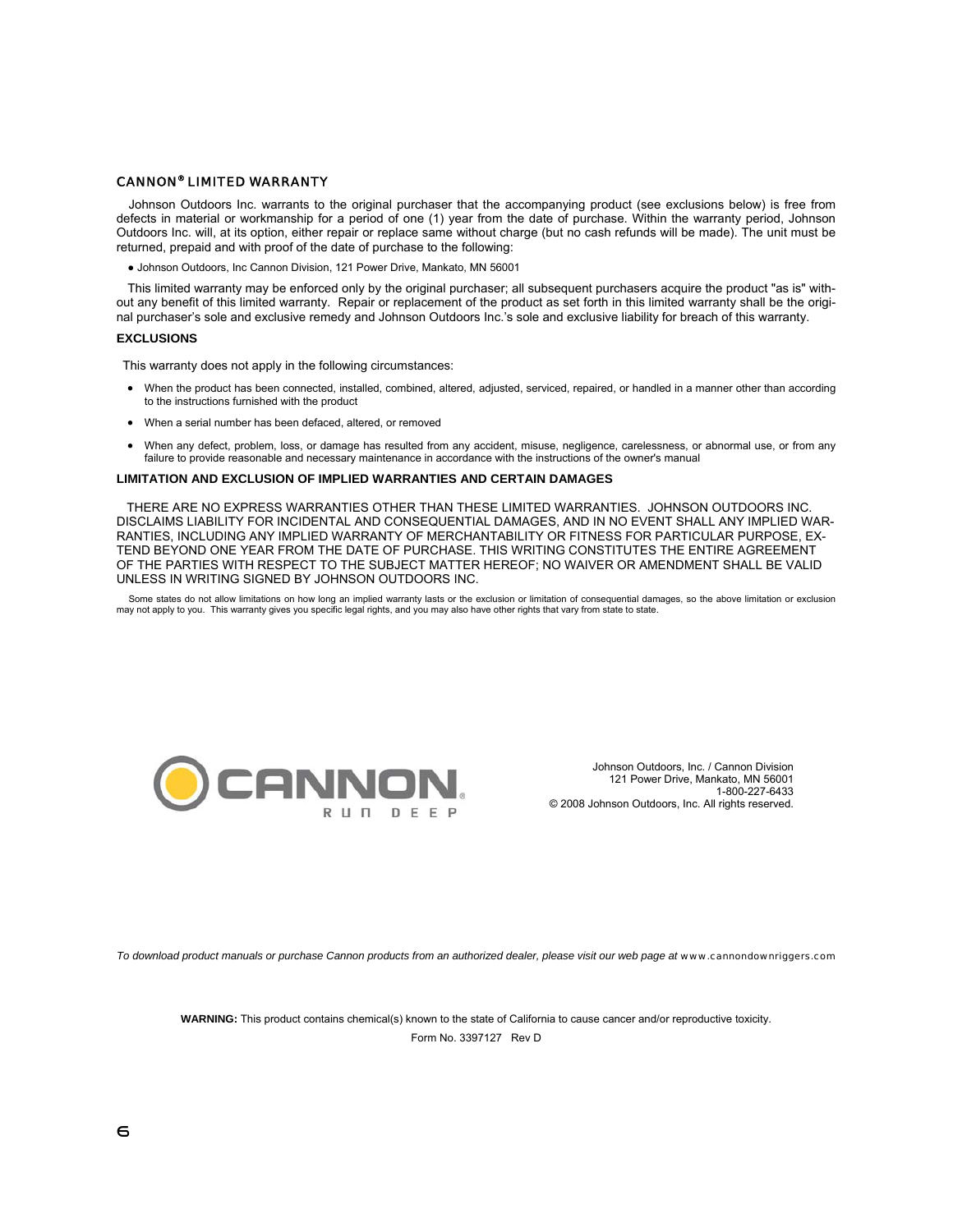## CANNON® LIMITED WARRANTY

Johnson Outdoors Inc. warrants to the original purchaser that the accompanying product (see exclusions below) is free from defects in material or workmanship for a period of one (1) year from the date of purchase. Within the warranty period, Johnson Outdoors Inc. will, at its option, either repair or replace same without charge (but no cash refunds will be made). The unit must be returned, prepaid and with proof of the date of purchase to the following:

- Johnson Outdoors, Inc Cannon Division, 121 Power Drive, Mankato, MN 56001

This limited warranty may be enforced only by the original purchaser; all subsequent purchasers acquire the product "as is" without any benefit of this limited warranty. Repair or replacement of the product as set forth in this limited warranty shall be the original purchaser's sole and exclusive remedy and Johnson Outdoors Inc.'s sole and exclusive liability for breach of this warranty.

### EXCLUSIONS

This warranty does not apply in the following circumstances:

- When the product has been connected, installed, combined, altered, adjusted, serviced, repaired, or handled in a manner other than according to the instructions furnished with the product
- When a serial number has been defaced, altered, or removed
- When any defect, problem, loss, or damage has resulted from any accident, misuse, negligence, carelessness, or abnormal use, or from any failure to provide reasonable and necessary maintenance in accordance with the instructions of the owner's manual

### LIMITATION AND EXCLUSION OF IMPLIED WARRANTIES AND CERTAIN DAMAGES

THERE ARE NO EXPRESS WARRANTIES OTHER THAN THESE LIMITED WARRANTIES. JOHNSON OUTDOORS INC. DISCLAIMS LIABILITY FOR INCIDENTAL AND CONSEQUENTIAL DAMAGES, AND IN NO EVENT SHALL ANY IMPLIED WARRANTIES, INCLUDING ANY IMPLIED WARRANTY OF MERCHANTABILITY OR FITNESS FOR PARTICULAR PURPOSE, EXTEND BEYOND ONE YEAR FROM THE DATE OF PURCHASE. THIS WRITING CONSTITUTES THE ENTIRE AGREEMENT OF THE PARTIES WITH RESPECT TO THE SUBJECT MATTER HEREOF; NO WAIVER OR AMENDMENT SHALL BE VALID UNLESS IN WRITING SIGNED BY JOHNSON OUTDOORS INC.

Some states do not allow limitations on how long an implied warranty lasts or the exclusion or limitation of consequential damages, so the above limitation or exclusion may not apply to you. This warranty gives you specific legal rights, and you may also have other rights that vary from state to state.

CANNON® RUN DEEP

Johnson Outdoors, Inc. / Cannon Division
121 Power Drive, Mankato, MN 56001
1-800-227-6433
© 2008 Johnson Outdoors, Inc. All rights reserved.

*To download product manuals or purchase Cannon products from an authorized dealer, please visit our web page at* www.cannondownriggers.com

**WARNING:** This product contains chemical(s) known to the state of California to cause cancer and/or reproductive toxicity.

Form No. 3397127 Rev D